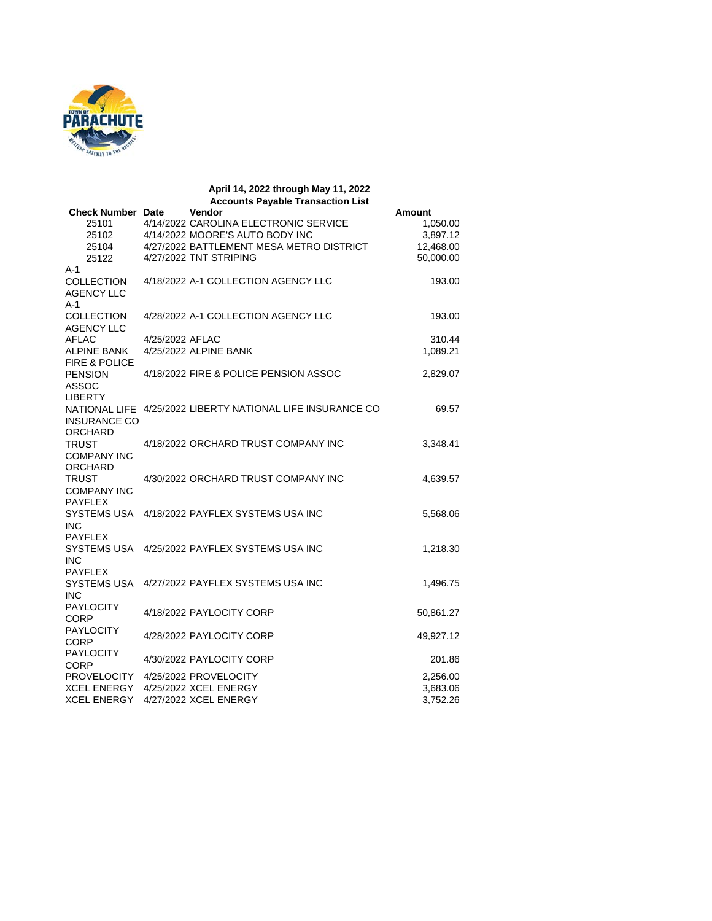## April 14, 2022 through May 11, 2022
## Accounts Payable Transaction List

| Check Number | Date | Vendor | Amount |
|---|---|---|---|
| 25101 | 4/14/2022 | CAROLINA ELECTRONIC SERVICE | 1,050.00 |
| 25102 | 4/14/2022 | MOORE'S AUTO BODY INC | 3,897.12 |
| 25104 | 4/27/2022 | BATTLEMENT MESA METRO DISTRICT | 12,468.00 |
| 25122 | 4/27/2022 | TNT STRIPING | 50,000.00 |
| A-1 COLLECTION AGENCY LLC | 4/18/2022 | A-1 COLLECTION AGENCY LLC | 193.00 |
| A-1 COLLECTION AGENCY LLC | 4/28/2022 | A-1 COLLECTION AGENCY LLC | 193.00 |
| AFLAC | 4/25/2022 | AFLAC | 310.44 |
| ALPINE BANK | 4/25/2022 | ALPINE BANK | 1,089.21 |
| FIRE & POLICE PENSION ASSOC | 4/18/2022 | FIRE & POLICE PENSION ASSOC | 2,829.07 |
| LIBERTY NATIONAL LIFE INSURANCE CO | 4/25/2022 | LIBERTY NATIONAL LIFE INSURANCE CO | 69.57 |
| ORCHARD TRUST COMPANY INC | 4/18/2022 | ORCHARD TRUST COMPANY INC | 3,348.41 |
| ORCHARD TRUST COMPANY INC | 4/30/2022 | ORCHARD TRUST COMPANY INC | 4,639.57 |
| PAYFLEX SYSTEMS USA INC | 4/18/2022 | PAYFLEX SYSTEMS USA INC | 5,568.06 |
| PAYFLEX SYSTEMS USA INC | 4/25/2022 | PAYFLEX SYSTEMS USA INC | 1,218.30 |
| PAYFLEX SYSTEMS USA INC | 4/27/2022 | PAYFLEX SYSTEMS USA INC | 1,496.75 |
| PAYLOCITY CORP | 4/18/2022 | PAYLOCITY CORP | 50,861.27 |
| PAYLOCITY CORP | 4/28/2022 | PAYLOCITY CORP | 49,927.12 |
| PAYLOCITY CORP | 4/30/2022 | PAYLOCITY CORP | 201.86 |
| PROVELOCITY | 4/25/2022 | PROVELOCITY | 2,256.00 |
| XCEL ENERGY | 4/25/2022 | XCEL ENERGY | 3,683.06 |
| XCEL ENERGY | 4/27/2022 | XCEL ENERGY | 3,752.26 |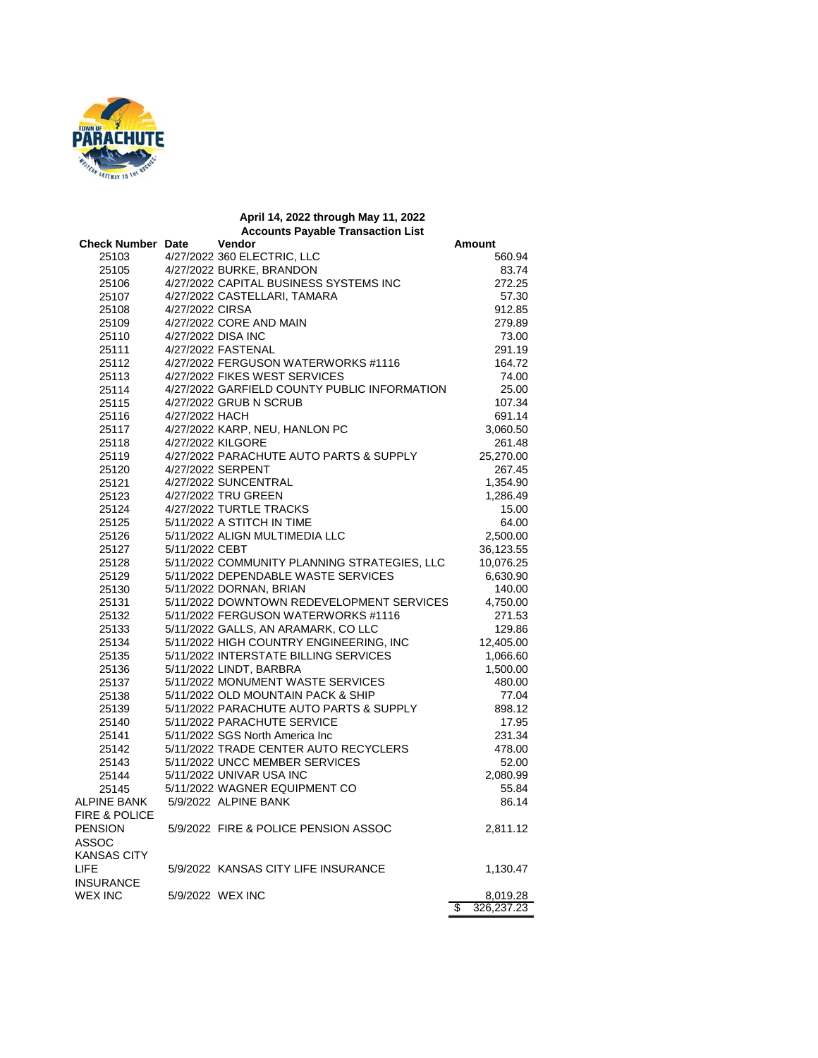**April 14, 2022 through May 11, 2022**
**Accounts Payable Transaction List**

| Check Number | Date | Vendor | Amount |
|---|---|---|---|
| 25103 | 4/27/2022 | 360 ELECTRIC, LLC | 560.94 |
| 25105 | 4/27/2022 | BURKE, BRANDON | 83.74 |
| 25106 | 4/27/2022 | CAPITAL BUSINESS SYSTEMS INC | 272.25 |
| 25107 | 4/27/2022 | CASTELLARI, TAMARA | 57.30 |
| 25108 | 4/27/2022 | CIRSA | 912.85 |
| 25109 | 4/27/2022 | CORE AND MAIN | 279.89 |
| 25110 | 4/27/2022 | DISA INC | 73.00 |
| 25111 | 4/27/2022 | FASTENAL | 291.19 |
| 25112 | 4/27/2022 | FERGUSON WATERWORKS #1116 | 164.72 |
| 25113 | 4/27/2022 | FIKES WEST SERVICES | 74.00 |
| 25114 | 4/27/2022 | GARFIELD COUNTY PUBLIC INFORMATION | 25.00 |
| 25115 | 4/27/2022 | GRUB N SCRUB | 107.34 |
| 25116 | 4/27/2022 | HACH | 691.14 |
| 25117 | 4/27/2022 | KARP, NEU, HANLON PC | 3,060.50 |
| 25118 | 4/27/2022 | KILGORE | 261.48 |
| 25119 | 4/27/2022 | PARACHUTE AUTO PARTS & SUPPLY | 25,270.00 |
| 25120 | 4/27/2022 | SERPENT | 267.45 |
| 25121 | 4/27/2022 | SUNCENTRAL | 1,354.90 |
| 25123 | 4/27/2022 | TRU GREEN | 1,286.49 |
| 25124 | 4/27/2022 | TURTLE TRACKS | 15.00 |
| 25125 | 5/11/2022 | A STITCH IN TIME | 64.00 |
| 25126 | 5/11/2022 | ALIGN MULTIMEDIA LLC | 2,500.00 |
| 25127 | 5/11/2022 | CEBT | 36,123.55 |
| 25128 | 5/11/2022 | COMMUNITY PLANNING STRATEGIES, LLC | 10,076.25 |
| 25129 | 5/11/2022 | DEPENDABLE WASTE SERVICES | 6,630.90 |
| 25130 | 5/11/2022 | DORNAN, BRIAN | 140.00 |
| 25131 | 5/11/2022 | DOWNTOWN REDEVELOPMENT SERVICES | 4,750.00 |
| 25132 | 5/11/2022 | FERGUSON WATERWORKS #1116 | 271.53 |
| 25133 | 5/11/2022 | GALLS, AN ARAMARK, CO LLC | 129.86 |
| 25134 | 5/11/2022 | HIGH COUNTRY ENGINEERING, INC | 12,405.00 |
| 25135 | 5/11/2022 | INTERSTATE BILLING SERVICES | 1,066.60 |
| 25136 | 5/11/2022 | LINDT, BARBRA | 1,500.00 |
| 25137 | 5/11/2022 | MONUMENT WASTE SERVICES | 480.00 |
| 25138 | 5/11/2022 | OLD MOUNTAIN PACK & SHIP | 77.04 |
| 25139 | 5/11/2022 | PARACHUTE AUTO PARTS & SUPPLY | 898.12 |
| 25140 | 5/11/2022 | PARACHUTE SERVICE | 17.95 |
| 25141 | 5/11/2022 | SGS North America Inc | 231.34 |
| 25142 | 5/11/2022 | TRADE CENTER AUTO RECYCLERS | 478.00 |
| 25143 | 5/11/2022 | UNCC MEMBER SERVICES | 52.00 |
| 25144 | 5/11/2022 | UNIVAR USA INC | 2,080.99 |
| 25145 | 5/11/2022 | WAGNER EQUIPMENT CO | 55.84 |
| ALPINE BANK | 5/9/2022 | ALPINE BANK | 86.14 |
| FIRE & POLICE PENSION ASSOC | 5/9/2022 | FIRE & POLICE PENSION ASSOC | 2,811.12 |
| KANSAS CITY LIFE INSURANCE | 5/9/2022 | KANSAS CITY LIFE INSURANCE | 1,130.47 |
| WEX INC | 5/9/2022 | WEX INC | 8,019.28 |
| | | | $ 326,237.23 |